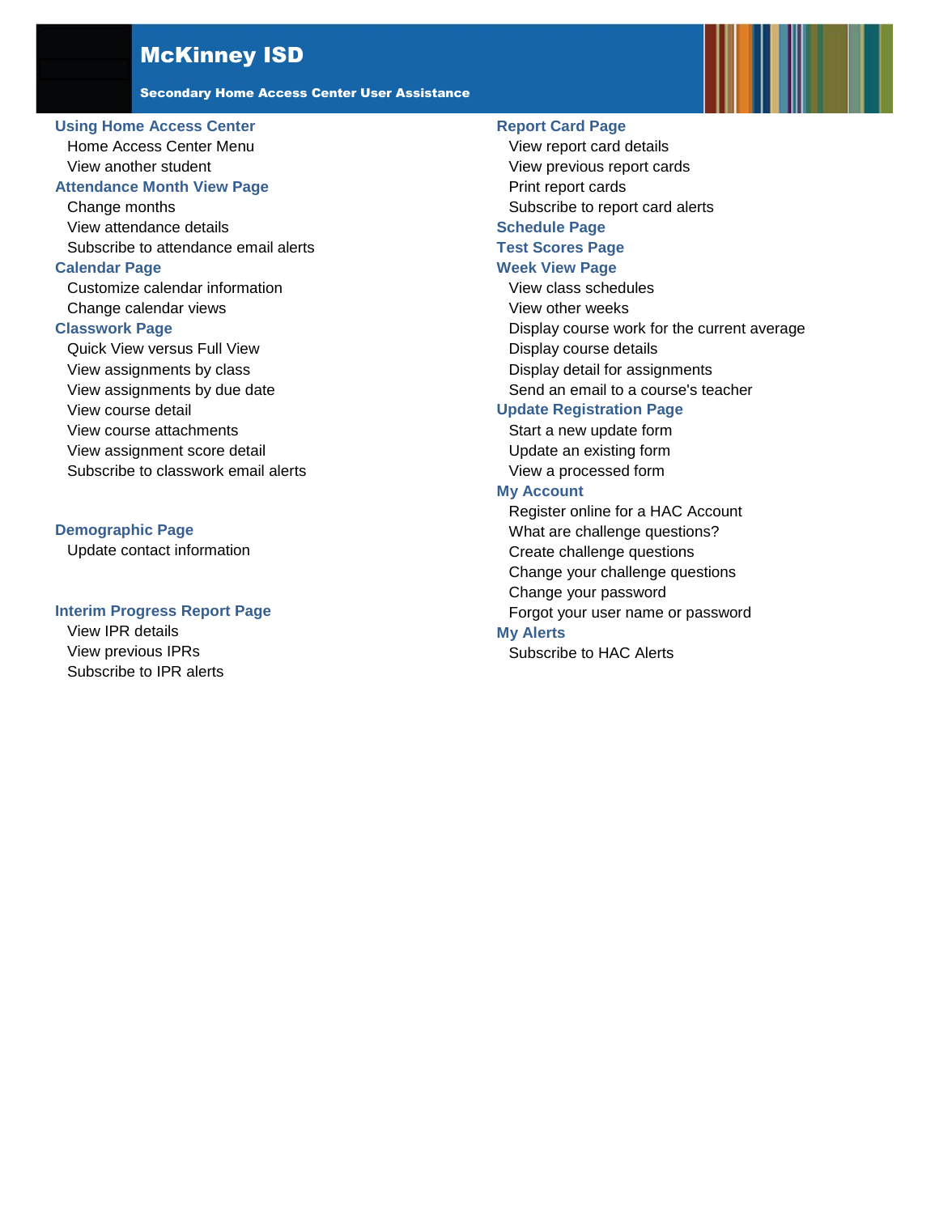# McKinney ISD

**Secondary Home Access Center User Assistance**

## Using Home Access Center

- Home Access Center Menu
- View another student

## Attendance Month View Page

- Change months
- View attendance details
- Subscribe to attendance email alerts

## Calendar Page

- Customize calendar information
- Change calendar views

## Classwork Page

- Quick View versus Full View
- View assignments by class
- View assignments by due date
- View course detail
- View course attachments
- View assignment score detail
- Subscribe to classwork email alerts

## Demographic Page

- Update contact information

## Interim Progress Report Page

- View IPR details
- View previous IPRs
- Subscribe to IPR alerts

## Report Card Page

- View report card details
- View previous report cards
- Print report cards
- Subscribe to report card alerts

## Schedule Page

## Test Scores Page

## Week View Page

- View class schedules
- View other weeks
- Display course work for the current average
- Display course details
- Display detail for assignments
- Send an email to a course's teacher

## Update Registration Page

- Start a new update form
- Update an existing form
- View a processed form

## My Account

- Register online for a HAC Account
- What are challenge questions?
- Create challenge questions
- Change your challenge questions
- Change your password
- Forgot your user name or password

## My Alerts

- Subscribe to HAC Alerts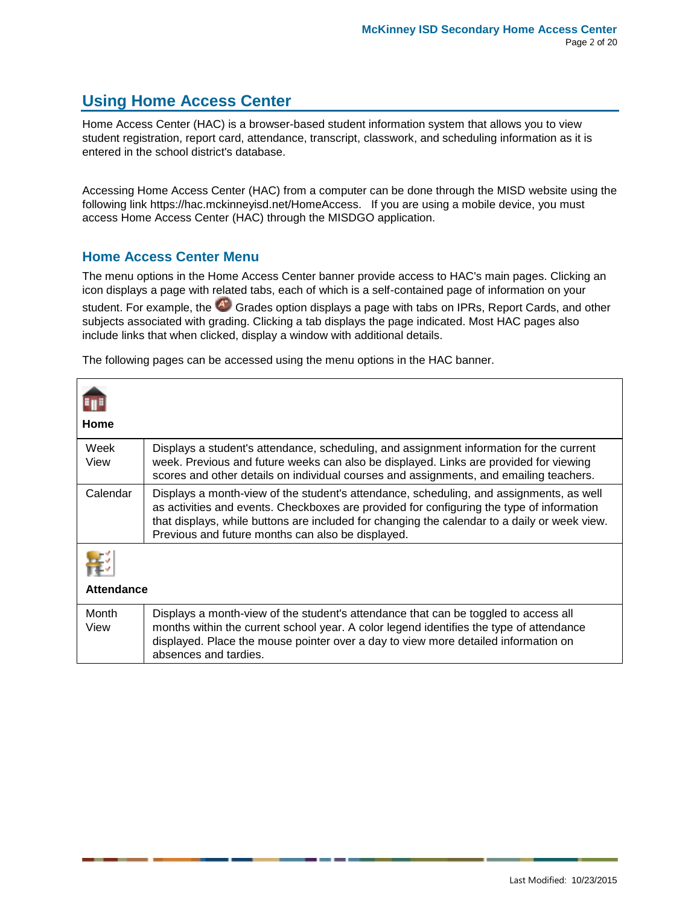## Using Home Access Center

Home Access Center (HAC) is a browser-based student information system that allows you to view student registration, report card, attendance, transcript, classwork, and scheduling information as it is entered in the school district's database.

Accessing Home Access Center (HAC) from a computer can be done through the MISD website using the following link https://hac.mckinneyisd.net/HomeAccess. If you are using a mobile device, you must access Home Access Center (HAC) through the MISDGO application.

### Home Access Center Menu

The menu options in the Home Access Center banner provide access to HAC's main pages. Clicking an icon displays a page with related tabs, each of which is a self-contained page of information on your student. For example, the Grades option displays a page with tabs on IPRs, Report Cards, and other subjects associated with grading. Clicking a tab displays the page indicated. Most HAC pages also include links that when clicked, display a window with additional details.

The following pages can be accessed using the menu options in the HAC banner.

| **Home** | |
|---|---|
| Week View | Displays a student's attendance, scheduling, and assignment information for the current week. Previous and future weeks can also be displayed. Links are provided for viewing scores and other details on individual courses and assignments, and emailing teachers. |
| Calendar | Displays a month-view of the student's attendance, scheduling, and assignments, as well as activities and events. Checkboxes are provided for configuring the type of information that displays, while buttons are included for changing the calendar to a daily or week view. Previous and future months can also be displayed. |
| **Attendance** | |
| Month View | Displays a month-view of the student's attendance that can be toggled to access all months within the current school year. A color legend identifies the type of attendance displayed. Place the mouse pointer over a day to view more detailed information on absences and tardies. |

Last Modified: 10/23/2015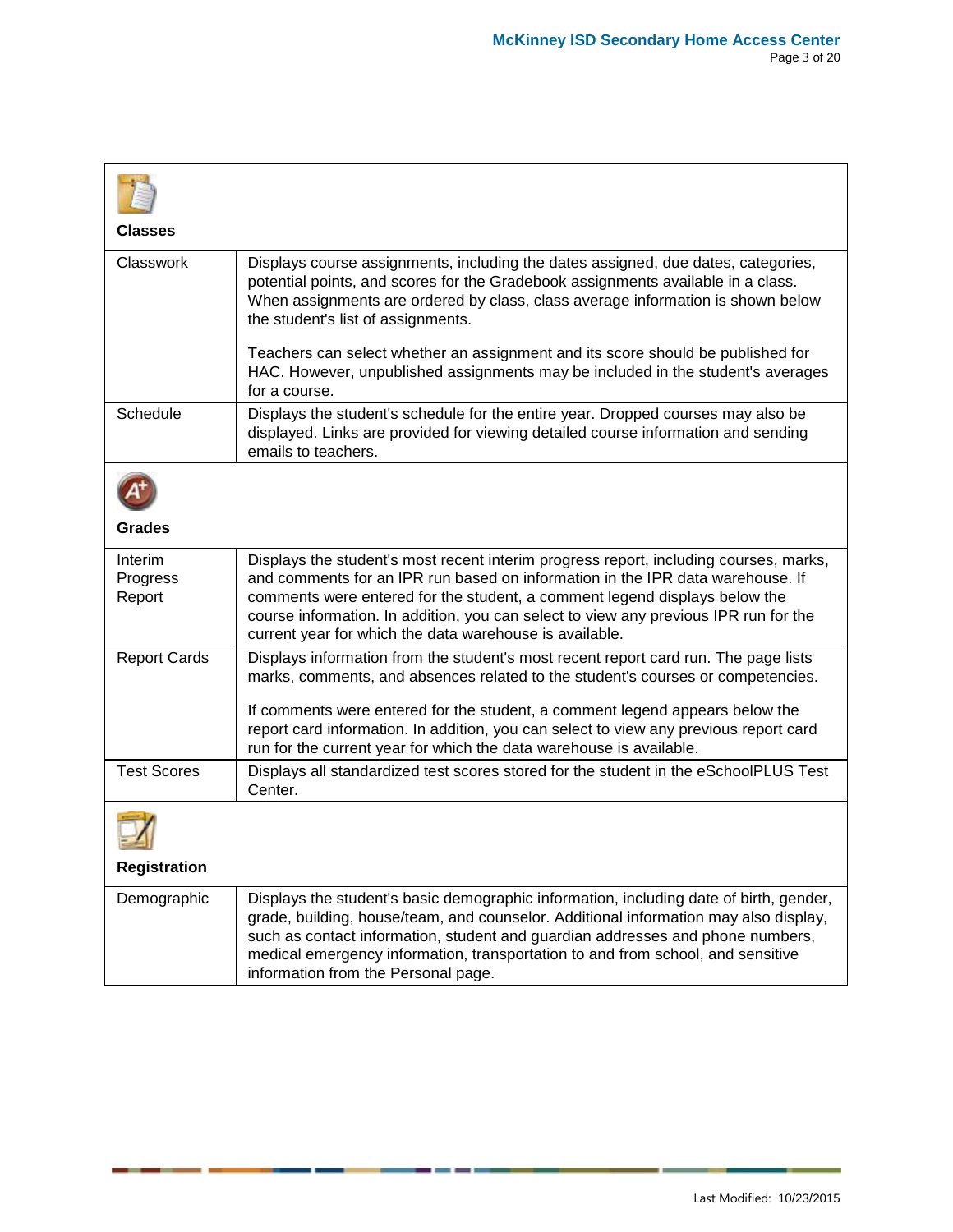| **Classes** | |
|---|---|
| Classwork | Displays course assignments, including the dates assigned, due dates, categories, potential points, and scores for the Gradebook assignments available in a class. When assignments are ordered by class, class average information is shown below the student's list of assignments.<br><br>Teachers can select whether an assignment and its score should be published for HAC. However, unpublished assignments may be included in the student's averages for a course. |
| Schedule | Displays the student's schedule for the entire year. Dropped courses may also be displayed. Links are provided for viewing detailed course information and sending emails to teachers. |
| **Grades** | |
| Interim Progress Report | Displays the student's most recent interim progress report, including courses, marks, and comments for an IPR run based on information in the IPR data warehouse. If comments were entered for the student, a comment legend displays below the course information. In addition, you can select to view any previous IPR run for the current year for which the data warehouse is available. |
| Report Cards | Displays information from the student's most recent report card run. The page lists marks, comments, and absences related to the student's courses or competencies.<br><br>If comments were entered for the student, a comment legend appears below the report card information. In addition, you can select to view any previous report card run for the current year for which the data warehouse is available. |
| Test Scores | Displays all standardized test scores stored for the student in the eSchoolPLUS Test Center. |
| **Registration** | |
| Demographic | Displays the student's basic demographic information, including date of birth, gender, grade, building, house/team, and counselor. Additional information may also display, such as contact information, student and guardian addresses and phone numbers, medical emergency information, transportation to and from school, and sensitive information from the Personal page. |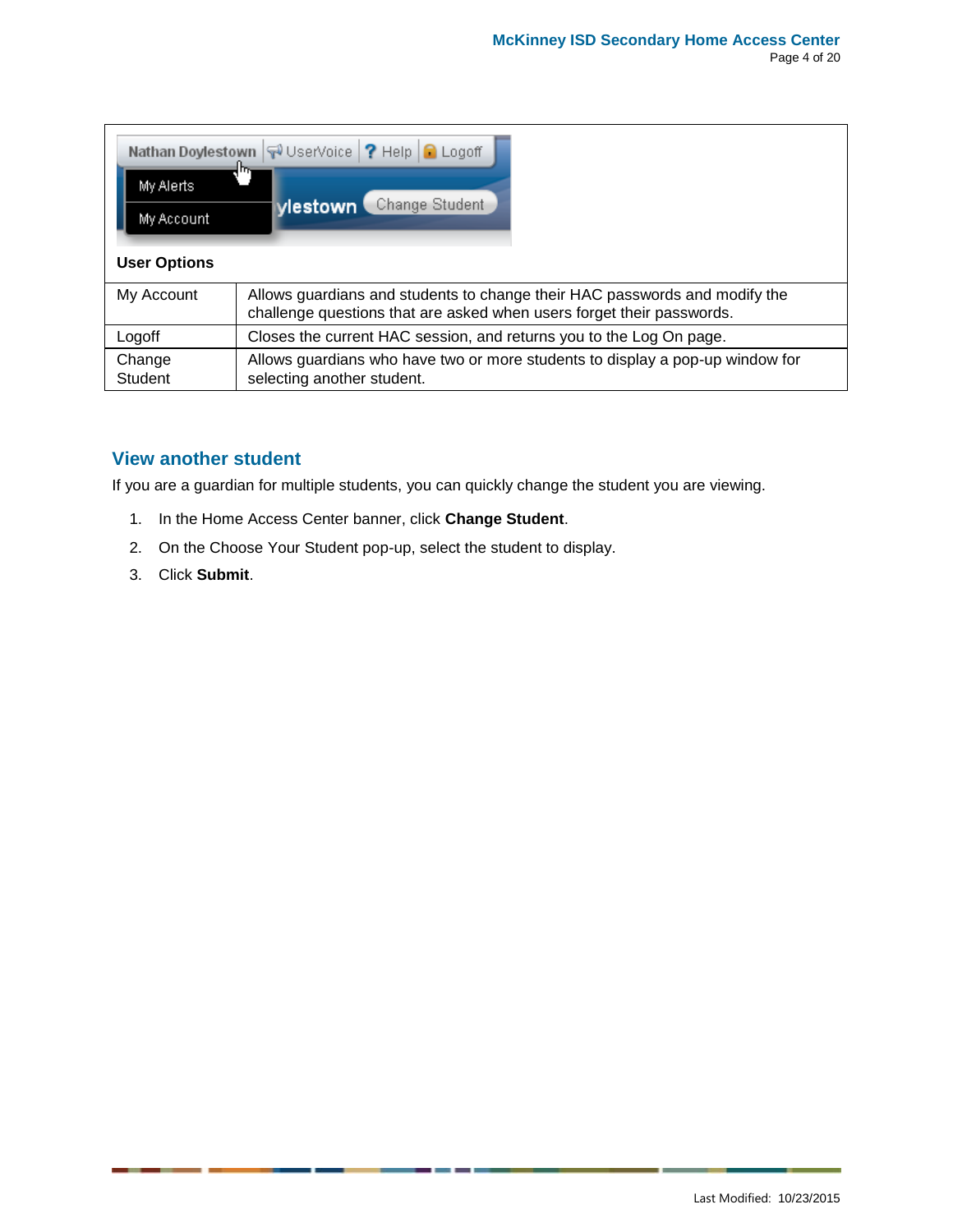**User Options**

| | |
|---|---|
| My Account | Allows guardians and students to change their HAC passwords and modify the challenge questions that are asked when users forget their passwords. |
| Logoff | Closes the current HAC session, and returns you to the Log On page. |
| Change Student | Allows guardians who have two or more students to display a pop-up window for selecting another student. |

## View another student

If you are a guardian for multiple students, you can quickly change the student you are viewing.

1. In the Home Access Center banner, click **Change Student**.
2. On the Choose Your Student pop-up, select the student to display.
3. Click **Submit**.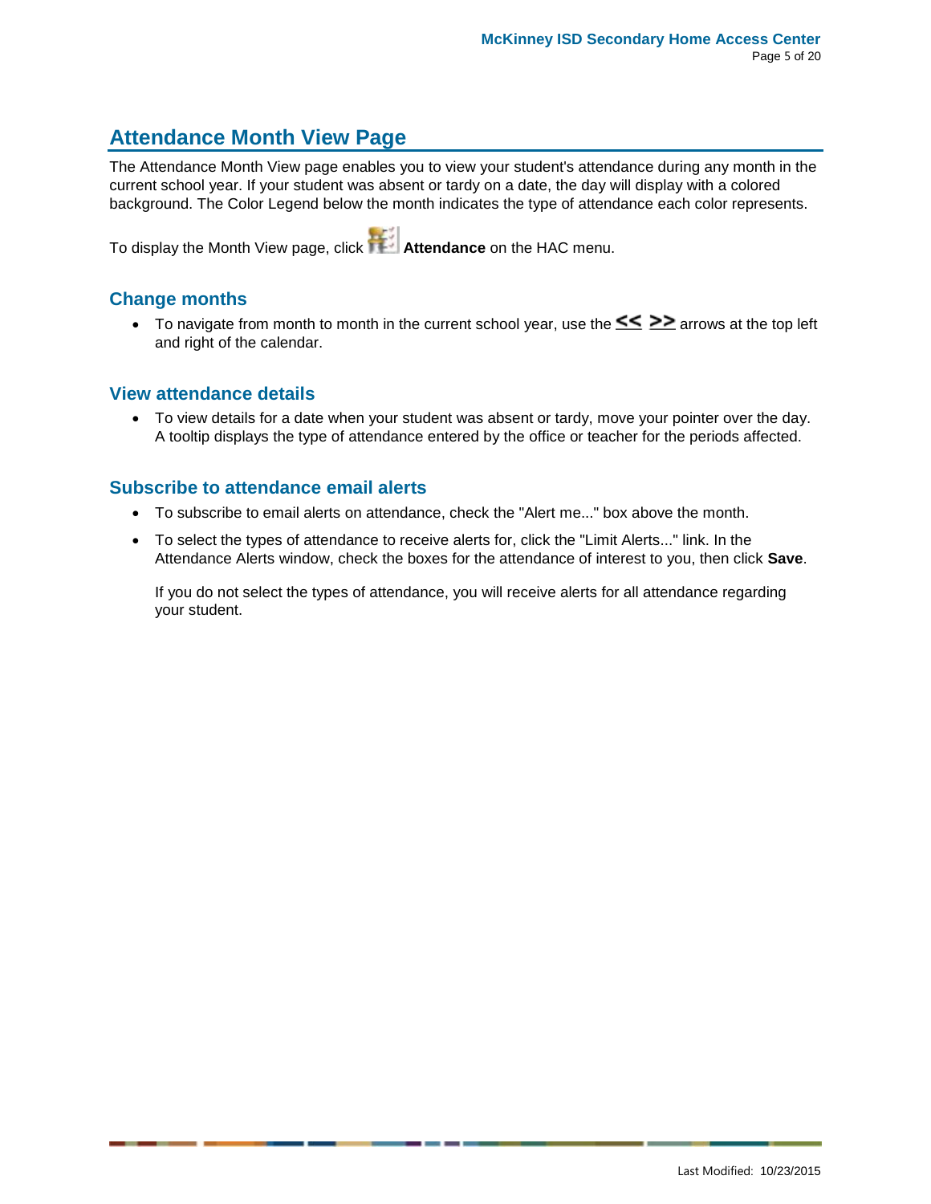## Attendance Month View Page

The Attendance Month View page enables you to view your student's attendance during any month in the current school year. If your student was absent or tardy on a date, the day will display with a colored background. The Color Legend below the month indicates the type of attendance each color represents.

To display the Month View page, click **Attendance** on the HAC menu.

### Change months

- To navigate from month to month in the current school year, use the << >> arrows at the top left and right of the calendar.

### View attendance details

- To view details for a date when your student was absent or tardy, move your pointer over the day. A tooltip displays the type of attendance entered by the office or teacher for the periods affected.

### Subscribe to attendance email alerts

- To subscribe to email alerts on attendance, check the "Alert me..." box above the month.
- To select the types of attendance to receive alerts for, click the "Limit Alerts..." link. In the Attendance Alerts window, check the boxes for the attendance of interest to you, then click **Save**.

  If you do not select the types of attendance, you will receive alerts for all attendance regarding your student.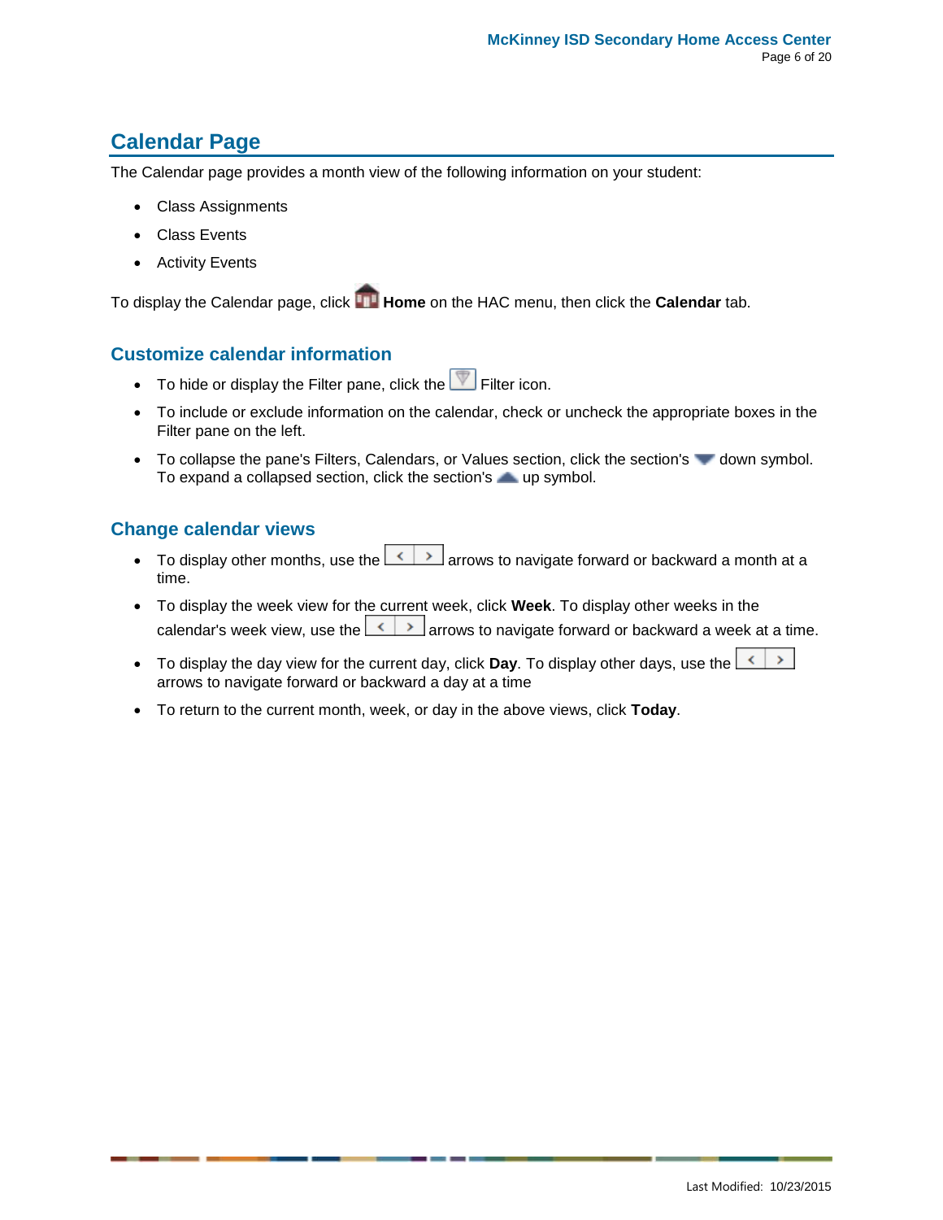## Calendar Page

The Calendar page provides a month view of the following information on your student:

- Class Assignments
- Class Events
- Activity Events

To display the Calendar page, click **Home** on the HAC menu, then click the **Calendar** tab.

### Customize calendar information

- To hide or display the Filter pane, click the Filter icon.
- To include or exclude information on the calendar, check or uncheck the appropriate boxes in the Filter pane on the left.
- To collapse the pane's Filters, Calendars, or Values section, click the section's down symbol. To expand a collapsed section, click the section's up symbol.

### Change calendar views

- To display other months, use the < > arrows to navigate forward or backward a month at a time.
- To display the week view for the current week, click **Week**. To display other weeks in the calendar's week view, use the < > arrows to navigate forward or backward a week at a time.
- To display the day view for the current day, click **Day**. To display other days, use the < > arrows to navigate forward or backward a day at a time
- To return to the current month, week, or day in the above views, click **Today**.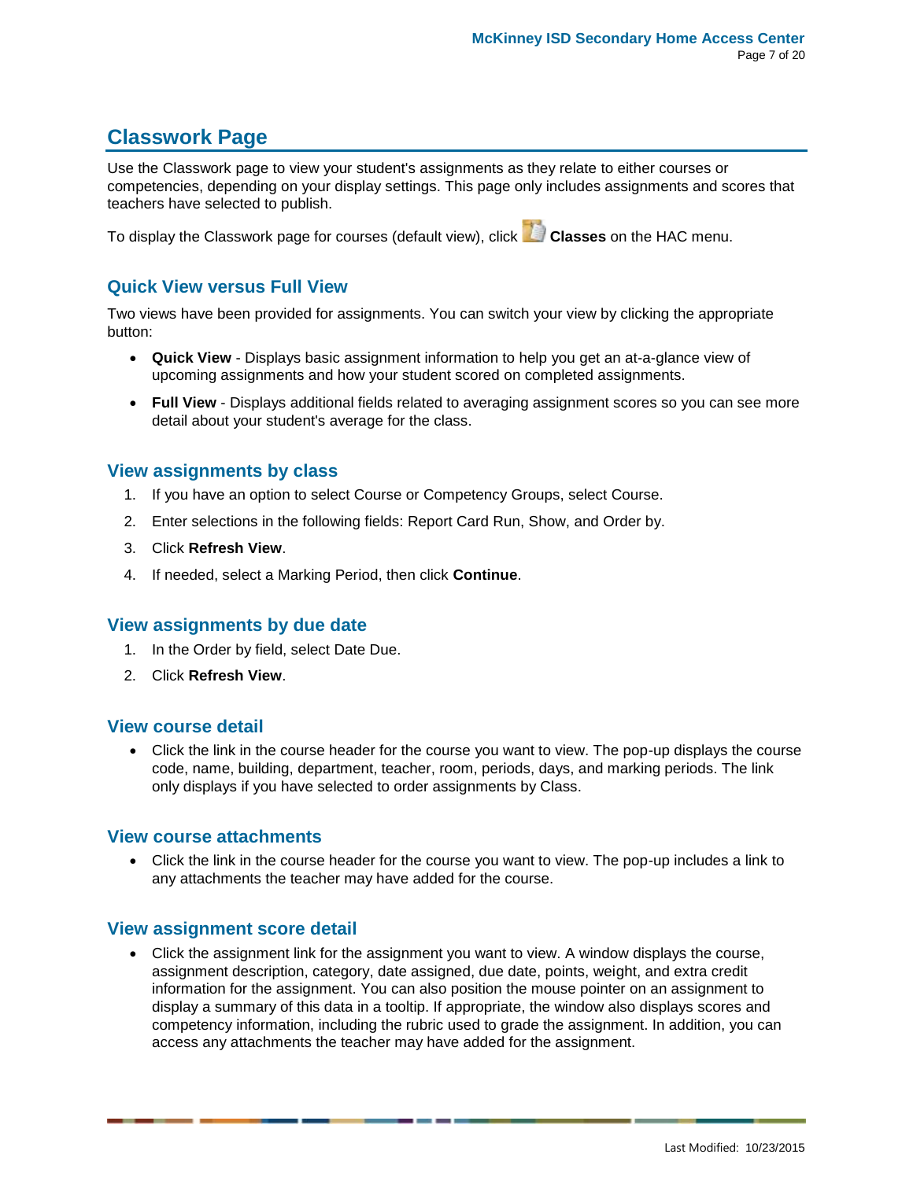## Classwork Page

Use the Classwork page to view your student's assignments as they relate to either courses or competencies, depending on your display settings. This page only includes assignments and scores that teachers have selected to publish.

To display the Classwork page for courses (default view), click **Classes** on the HAC menu.

### Quick View versus Full View

Two views have been provided for assignments. You can switch your view by clicking the appropriate button:

- **Quick View** - Displays basic assignment information to help you get an at-a-glance view of upcoming assignments and how your student scored on completed assignments.
- **Full View** - Displays additional fields related to averaging assignment scores so you can see more detail about your student's average for the class.

### View assignments by class

1. If you have an option to select Course or Competency Groups, select Course.
2. Enter selections in the following fields: Report Card Run, Show, and Order by.
3. Click **Refresh View**.
4. If needed, select a Marking Period, then click **Continue**.

### View assignments by due date

1. In the Order by field, select Date Due.
2. Click **Refresh View**.

### View course detail

- Click the link in the course header for the course you want to view. The pop-up displays the course code, name, building, department, teacher, room, periods, days, and marking periods. The link only displays if you have selected to order assignments by Class.

### View course attachments

- Click the link in the course header for the course you want to view. The pop-up includes a link to any attachments the teacher may have added for the course.

### View assignment score detail

- Click the assignment link for the assignment you want to view. A window displays the course, assignment description, category, date assigned, due date, points, weight, and extra credit information for the assignment. You can also position the mouse pointer on an assignment to display a summary of this data in a tooltip. If appropriate, the window also displays scores and competency information, including the rubric used to grade the assignment. In addition, you can access any attachments the teacher may have added for the assignment.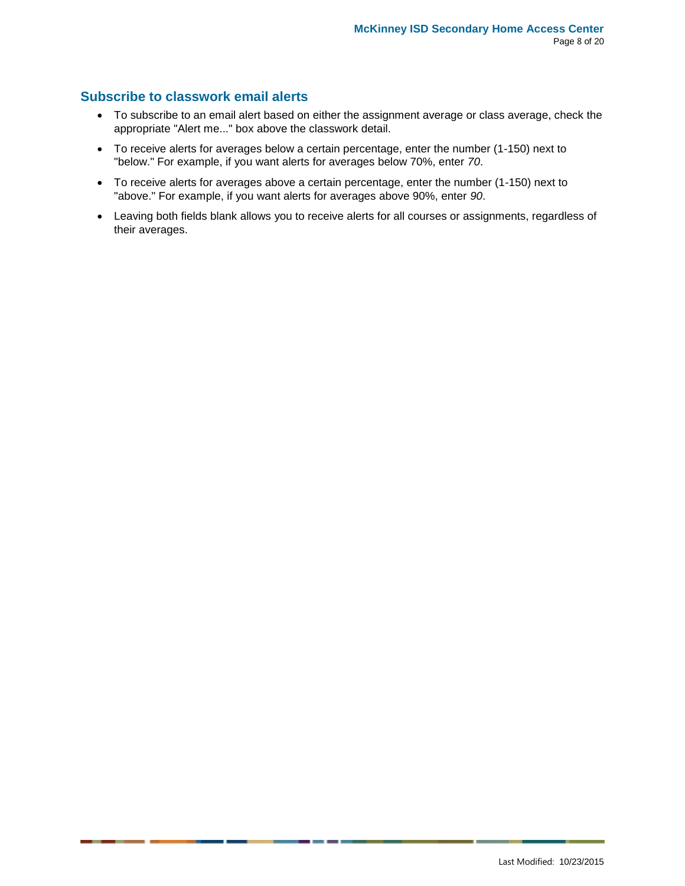## Subscribe to classwork email alerts

- To subscribe to an email alert based on either the assignment average or class average, check the appropriate "Alert me..." box above the classwork detail.
- To receive alerts for averages below a certain percentage, enter the number (1-150) next to "below." For example, if you want alerts for averages below 70%, enter *70*.
- To receive alerts for averages above a certain percentage, enter the number (1-150) next to "above." For example, if you want alerts for averages above 90%, enter *90*.
- Leaving both fields blank allows you to receive alerts for all courses or assignments, regardless of their averages.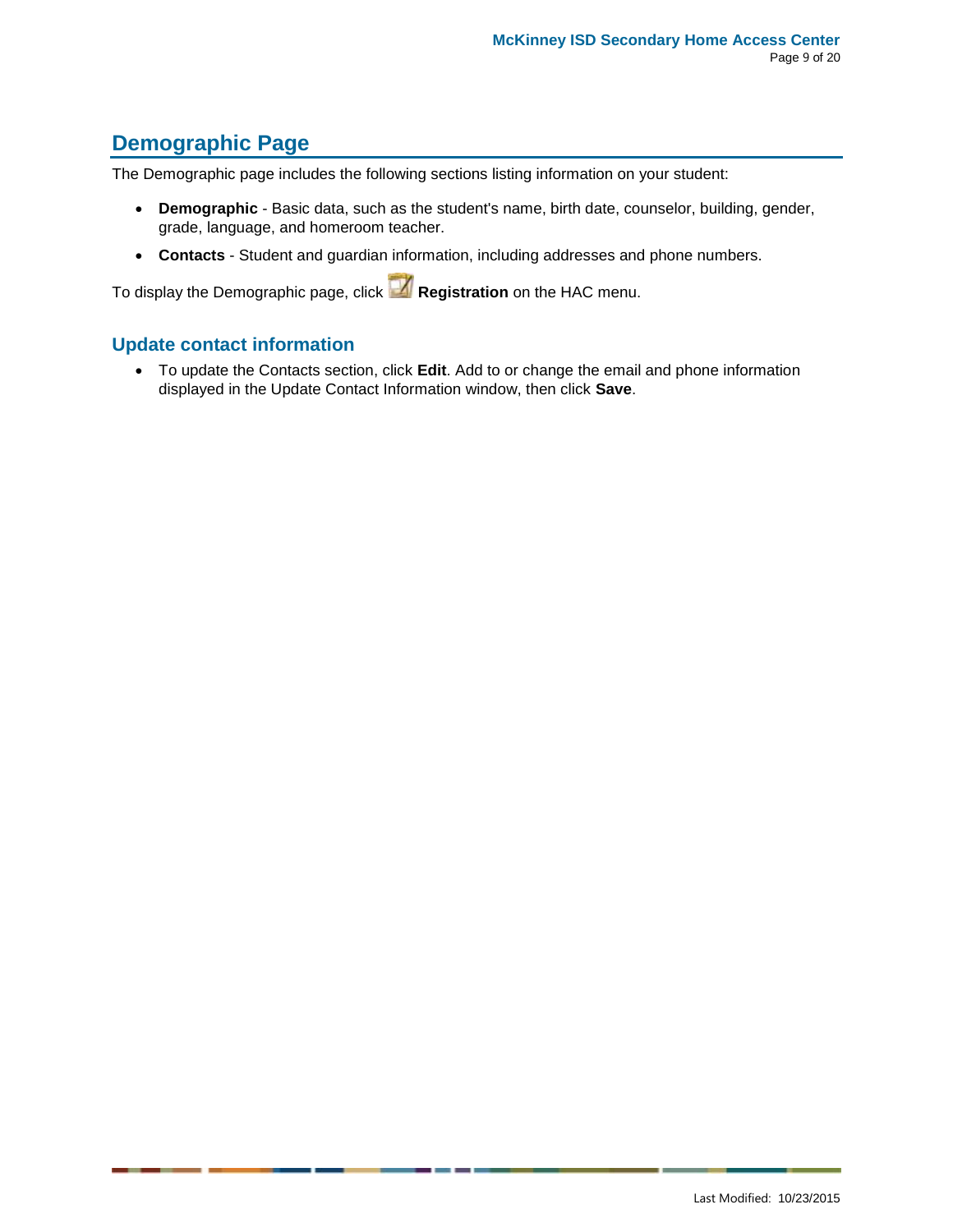## Demographic Page

The Demographic page includes the following sections listing information on your student:

- **Demographic** - Basic data, such as the student's name, birth date, counselor, building, gender, grade, language, and homeroom teacher.
- **Contacts** - Student and guardian information, including addresses and phone numbers.

To display the Demographic page, click **Registration** on the HAC menu.

### Update contact information

- To update the Contacts section, click **Edit**. Add to or change the email and phone information displayed in the Update Contact Information window, then click **Save**.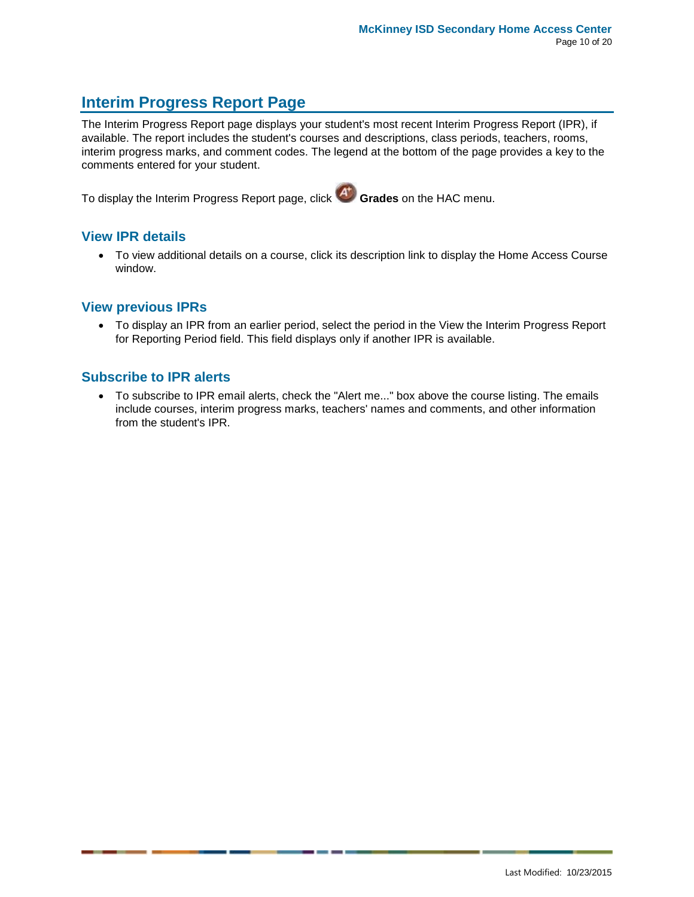## Interim Progress Report Page

The Interim Progress Report page displays your student's most recent Interim Progress Report (IPR), if available. The report includes the student's courses and descriptions, class periods, teachers, rooms, interim progress marks, and comment codes. The legend at the bottom of the page provides a key to the comments entered for your student.

To display the Interim Progress Report page, click **Grades** on the HAC menu.

### View IPR details

- To view additional details on a course, click its description link to display the Home Access Course window.

### View previous IPRs

- To display an IPR from an earlier period, select the period in the View the Interim Progress Report for Reporting Period field. This field displays only if another IPR is available.

### Subscribe to IPR alerts

- To subscribe to IPR email alerts, check the "Alert me..." box above the course listing. The emails include courses, interim progress marks, teachers' names and comments, and other information from the student's IPR.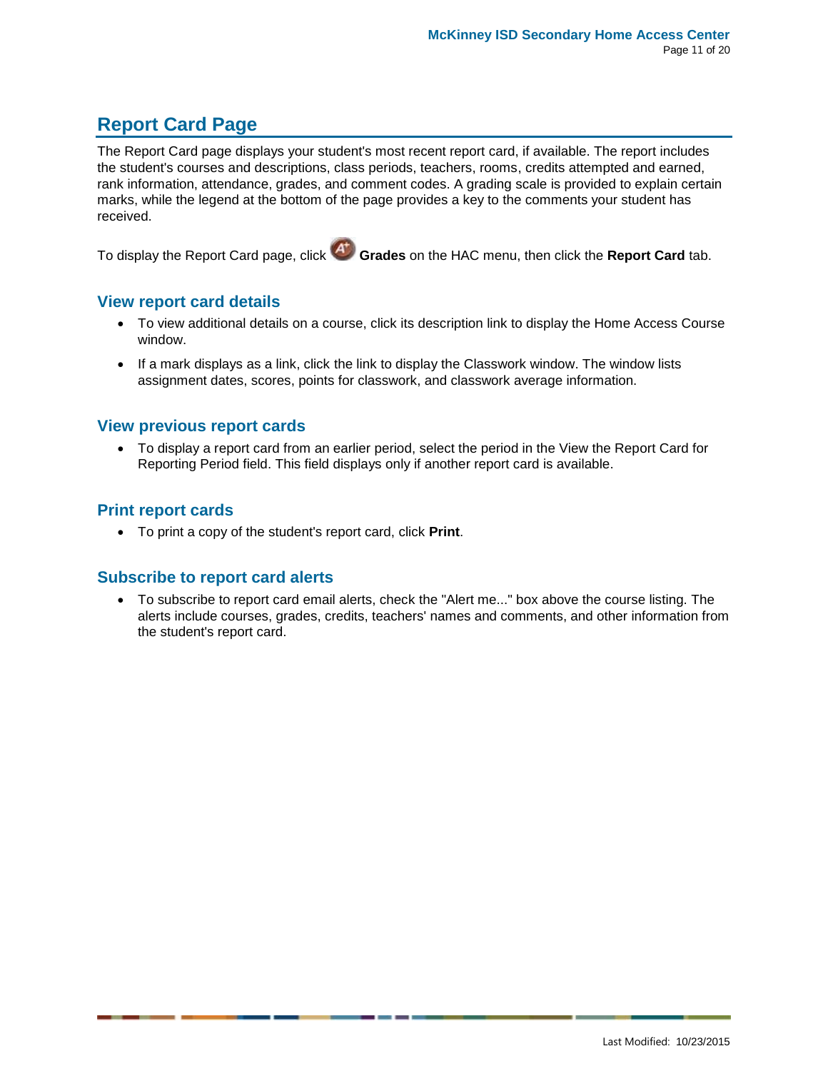## Report Card Page

The Report Card page displays your student's most recent report card, if available. The report includes the student's courses and descriptions, class periods, teachers, rooms, credits attempted and earned, rank information, attendance, grades, and comment codes. A grading scale is provided to explain certain marks, while the legend at the bottom of the page provides a key to the comments your student has received.

To display the Report Card page, click **Grades** on the HAC menu, then click the **Report Card** tab.

### View report card details

- To view additional details on a course, click its description link to display the Home Access Course window.
- If a mark displays as a link, click the link to display the Classwork window. The window lists assignment dates, scores, points for classwork, and classwork average information.

### View previous report cards

- To display a report card from an earlier period, select the period in the View the Report Card for Reporting Period field. This field displays only if another report card is available.

### Print report cards

- To print a copy of the student's report card, click **Print**.

### Subscribe to report card alerts

- To subscribe to report card email alerts, check the "Alert me..." box above the course listing. The alerts include courses, grades, credits, teachers' names and comments, and other information from the student's report card.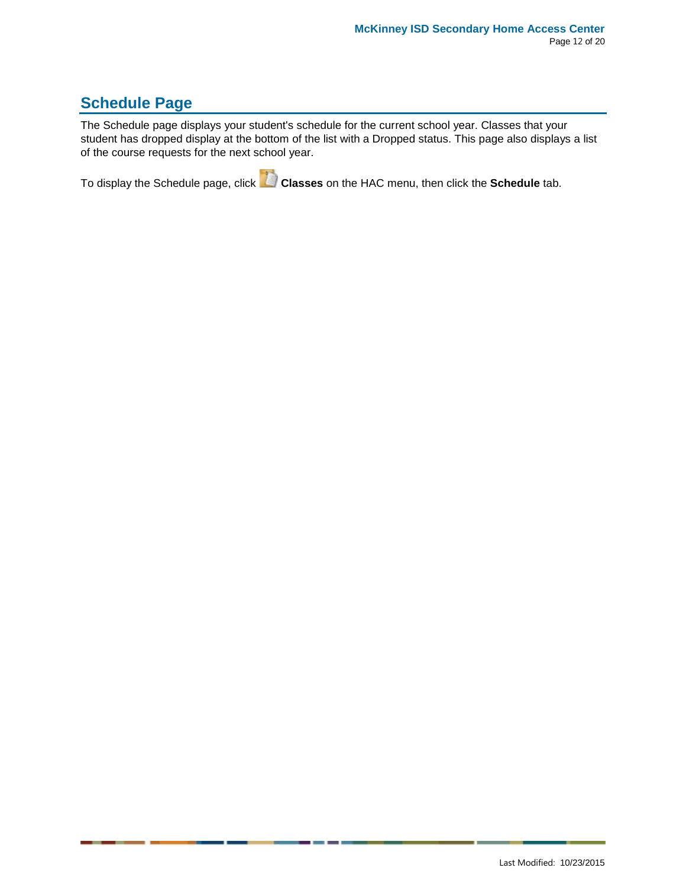## Schedule Page

The Schedule page displays your student's schedule for the current school year. Classes that your student has dropped display at the bottom of the list with a Dropped status. This page also displays a list of the course requests for the next school year.

To display the Schedule page, click **Classes** on the HAC menu, then click the **Schedule** tab.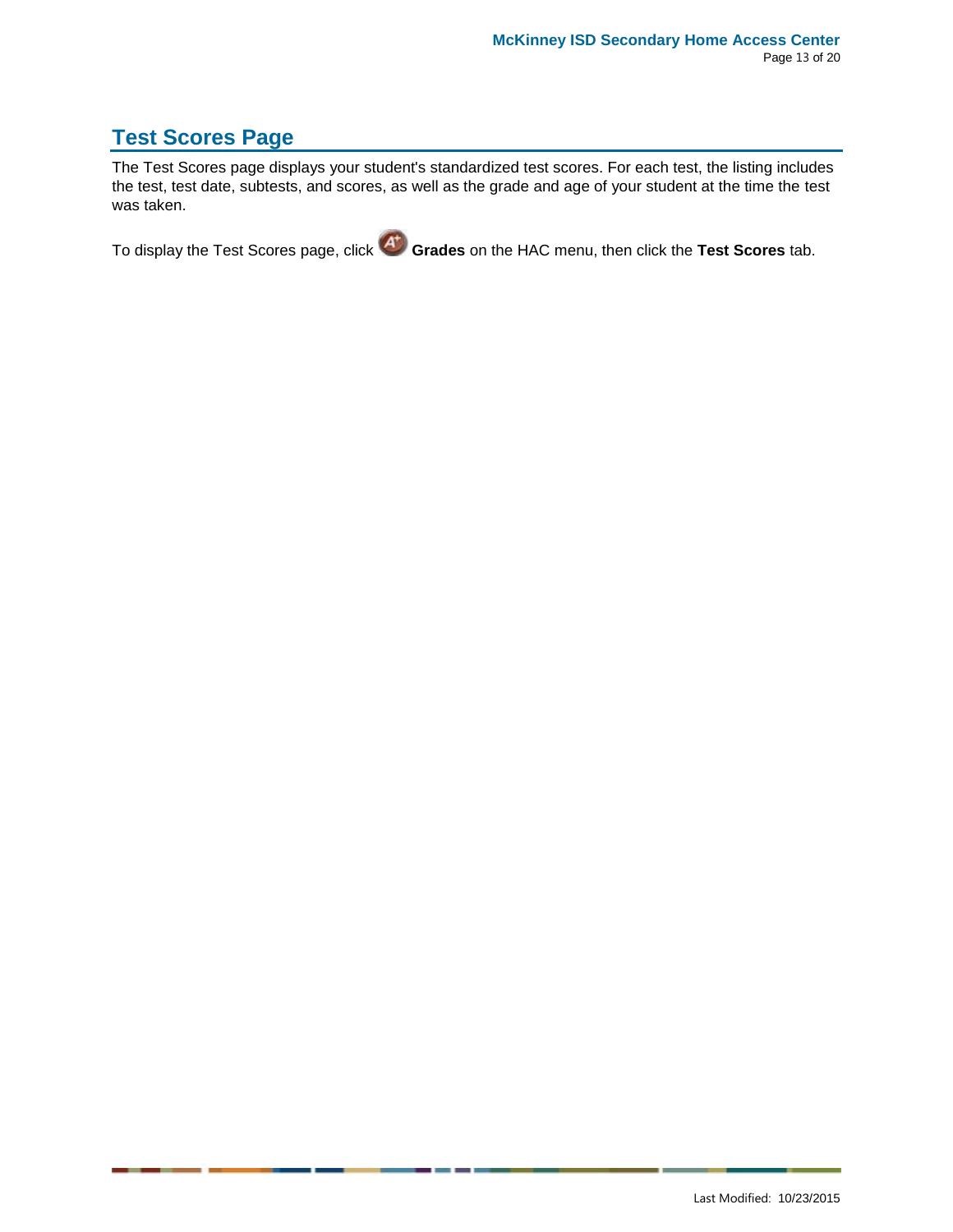## Test Scores Page

The Test Scores page displays your student's standardized test scores. For each test, the listing includes the test, test date, subtests, and scores, as well as the grade and age of your student at the time the test was taken.

To display the Test Scores page, click **Grades** on the HAC menu, then click the **Test Scores** tab.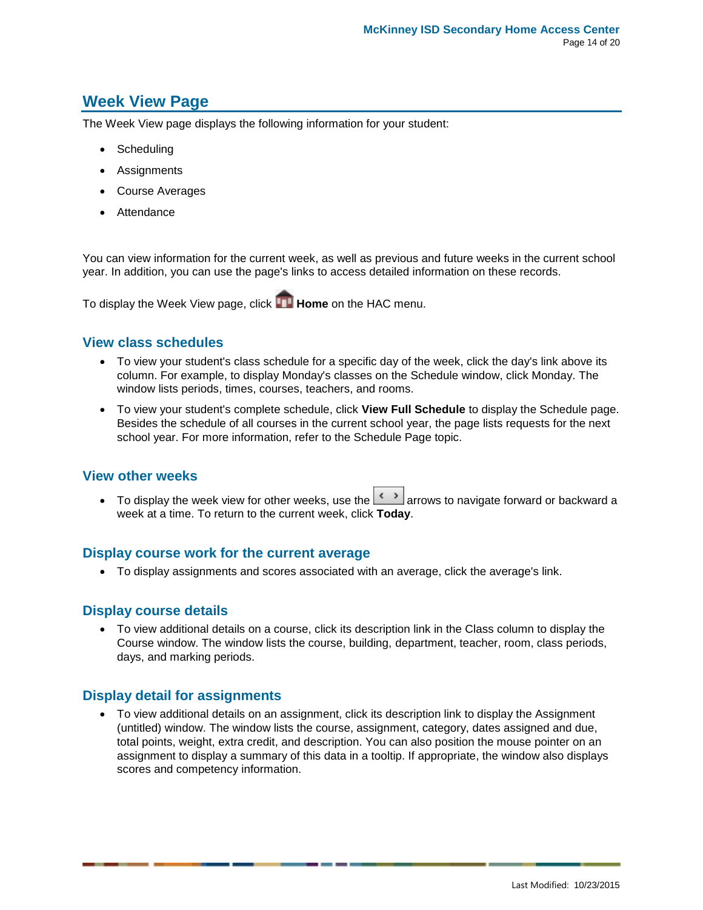## Week View Page

The Week View page displays the following information for your student:

- Scheduling
- Assignments
- Course Averages
- Attendance

You can view information for the current week, as well as previous and future weeks in the current school year. In addition, you can use the page's links to access detailed information on these records.

To display the Week View page, click **Home** on the HAC menu.

### View class schedules

- To view your student's class schedule for a specific day of the week, click the day's link above its column. For example, to display Monday's classes on the Schedule window, click Monday. The window lists periods, times, courses, teachers, and rooms.
- To view your student's complete schedule, click **View Full Schedule** to display the Schedule page. Besides the schedule of all courses in the current school year, the page lists requests for the next school year. For more information, refer to the Schedule Page topic.

### View other weeks

- To display the week view for other weeks, use the < > arrows to navigate forward or backward a week at a time. To return to the current week, click **Today**.

### Display course work for the current average

- To display assignments and scores associated with an average, click the average's link.

### Display course details

- To view additional details on a course, click its description link in the Class column to display the Course window. The window lists the course, building, department, teacher, room, class periods, days, and marking periods.

### Display detail for assignments

- To view additional details on an assignment, click its description link to display the Assignment (untitled) window. The window lists the course, assignment, category, dates assigned and due, total points, weight, extra credit, and description. You can also position the mouse pointer on an assignment to display a summary of this data in a tooltip. If appropriate, the window also displays scores and competency information.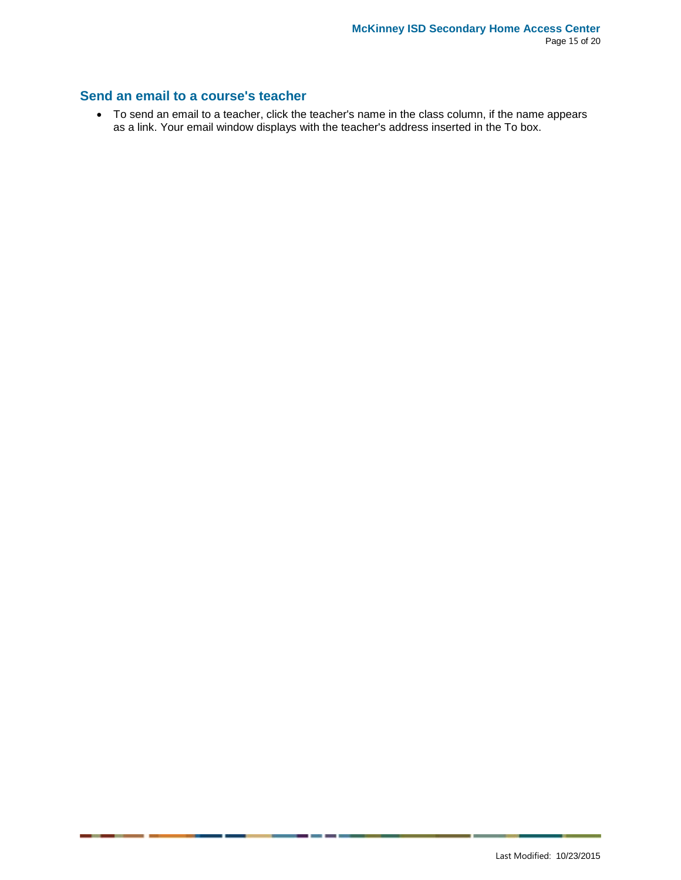## Send an email to a course's teacher

- To send an email to a teacher, click the teacher's name in the class column, if the name appears as a link. Your email window displays with the teacher's address inserted in the To box.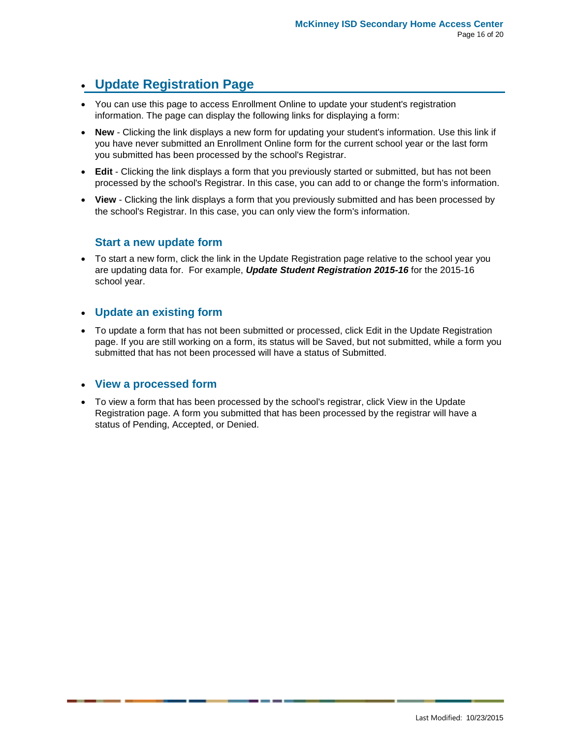## Update Registration Page

- You can use this page to access Enrollment Online to update your student's registration information. The page can display the following links for displaying a form:
- **New** - Clicking the link displays a new form for updating your student's information. Use this link if you have never submitted an Enrollment Online form for the current school year or the last form you submitted has been processed by the school's Registrar.
- **Edit** - Clicking the link displays a form that you previously started or submitted, but has not been processed by the school's Registrar. In this case, you can add to or change the form's information.
- **View** - Clicking the link displays a form that you previously submitted and has been processed by the school's Registrar. In this case, you can only view the form's information.

### Start a new update form

- To start a new form, click the link in the Update Registration page relative to the school year you are updating data for. For example, ***Update Student Registration 2015-16*** for the 2015-16 school year.

### Update an existing form

- To update a form that has not been submitted or processed, click Edit in the Update Registration page. If you are still working on a form, its status will be Saved, but not submitted, while a form you submitted that has not been processed will have a status of Submitted.

### View a processed form

- To view a form that has been processed by the school's registrar, click View in the Update Registration page. A form you submitted that has been processed by the registrar will have a status of Pending, Accepted, or Denied.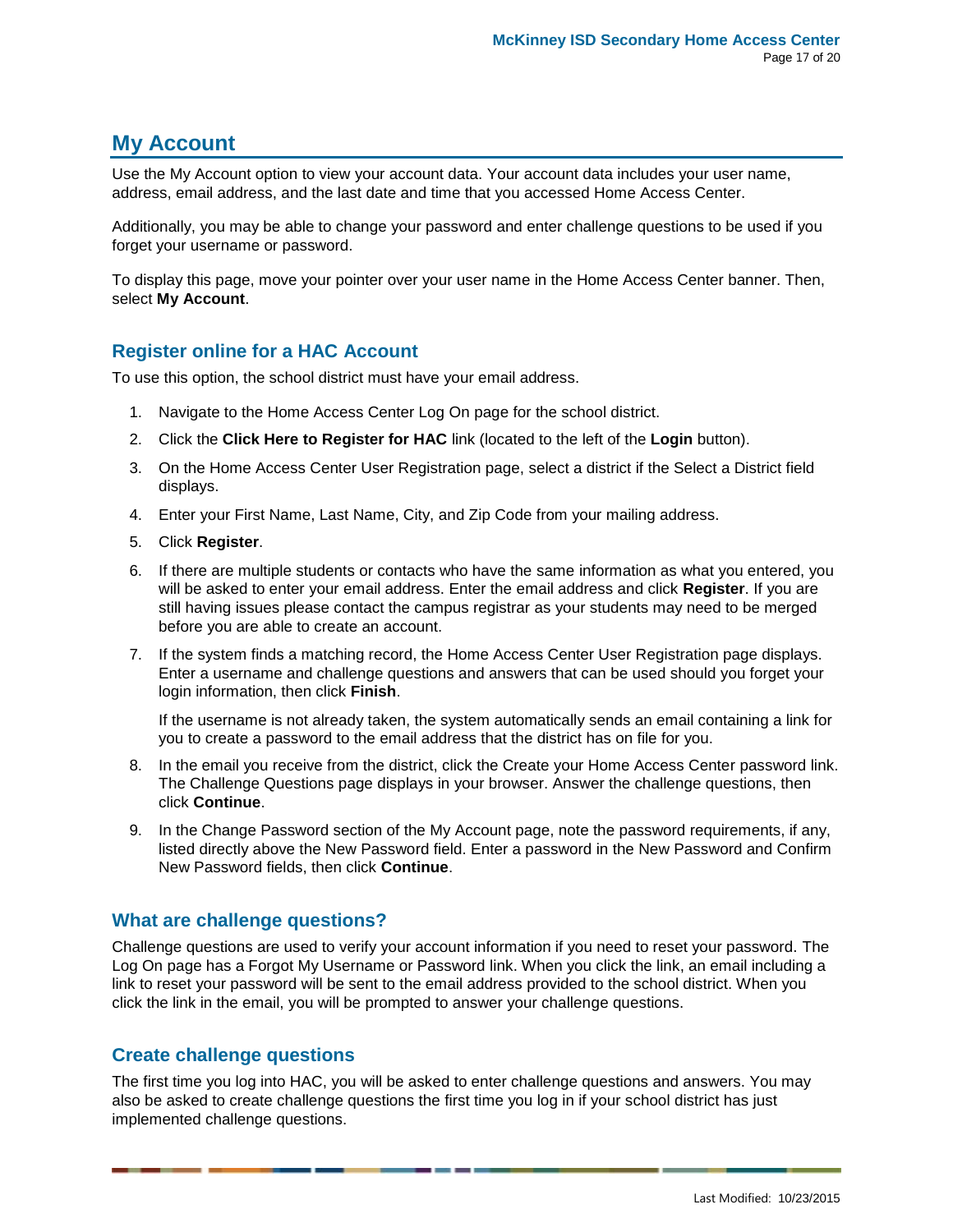## My Account

Use the My Account option to view your account data. Your account data includes your user name, address, email address, and the last date and time that you accessed Home Access Center.

Additionally, you may be able to change your password and enter challenge questions to be used if you forget your username or password.

To display this page, move your pointer over your user name in the Home Access Center banner. Then, select **My Account**.

### Register online for a HAC Account

To use this option, the school district must have your email address.

1. Navigate to the Home Access Center Log On page for the school district.
2. Click the **Click Here to Register for HAC** link (located to the left of the **Login** button).
3. On the Home Access Center User Registration page, select a district if the Select a District field displays.
4. Enter your First Name, Last Name, City, and Zip Code from your mailing address.
5. Click **Register**.
6. If there are multiple students or contacts who have the same information as what you entered, you will be asked to enter your email address. Enter the email address and click **Register**. If you are still having issues please contact the campus registrar as your students may need to be merged before you are able to create an account.
7. If the system finds a matching record, the Home Access Center User Registration page displays. Enter a username and challenge questions and answers that can be used should you forget your login information, then click **Finish**.

   If the username is not already taken, the system automatically sends an email containing a link for you to create a password to the email address that the district has on file for you.
8. In the email you receive from the district, click the Create your Home Access Center password link. The Challenge Questions page displays in your browser. Answer the challenge questions, then click **Continue**.
9. In the Change Password section of the My Account page, note the password requirements, if any, listed directly above the New Password field. Enter a password in the New Password and Confirm New Password fields, then click **Continue**.

### What are challenge questions?

Challenge questions are used to verify your account information if you need to reset your password. The Log On page has a Forgot My Username or Password link. When you click the link, an email including a link to reset your password will be sent to the email address provided to the school district. When you click the link in the email, you will be prompted to answer your challenge questions.

### Create challenge questions

The first time you log into HAC, you will be asked to enter challenge questions and answers. You may also be asked to create challenge questions the first time you log in if your school district has just implemented challenge questions.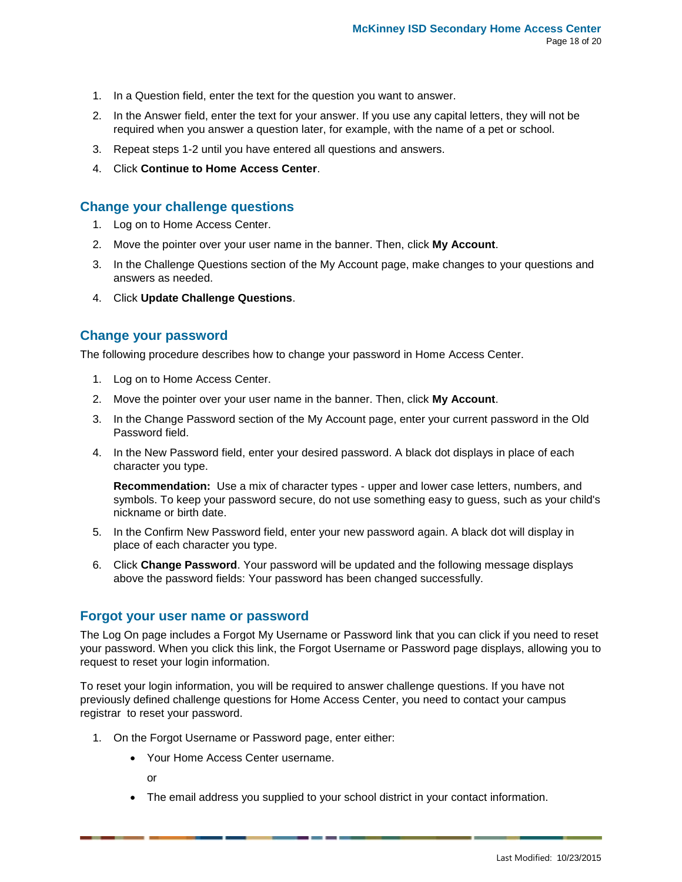1. In a Question field, enter the text for the question you want to answer.
2. In the Answer field, enter the text for your answer. If you use any capital letters, they will not be required when you answer a question later, for example, with the name of a pet or school.
3. Repeat steps 1-2 until you have entered all questions and answers.
4. Click **Continue to Home Access Center**.

## Change your challenge questions

1. Log on to Home Access Center.
2. Move the pointer over your user name in the banner. Then, click **My Account**.
3. In the Challenge Questions section of the My Account page, make changes to your questions and answers as needed.
4. Click **Update Challenge Questions**.

## Change your password

The following procedure describes how to change your password in Home Access Center.

1. Log on to Home Access Center.
2. Move the pointer over your user name in the banner. Then, click **My Account**.
3. In the Change Password section of the My Account page, enter your current password in the Old Password field.
4. In the New Password field, enter your desired password. A black dot displays in place of each character you type.

   **Recommendation:** Use a mix of character types - upper and lower case letters, numbers, and symbols. To keep your password secure, do not use something easy to guess, such as your child's nickname or birth date.
5. In the Confirm New Password field, enter your new password again. A black dot will display in place of each character you type.
6. Click **Change Password**. Your password will be updated and the following message displays above the password fields: Your password has been changed successfully.

## Forgot your user name or password

The Log On page includes a Forgot My Username or Password link that you can click if you need to reset your password. When you click this link, the Forgot Username or Password page displays, allowing you to request to reset your login information.

To reset your login information, you will be required to answer challenge questions. If you have not previously defined challenge questions for Home Access Center, you need to contact your campus registrar to reset your password.

1. On the Forgot Username or Password page, enter either:
   - Your Home Access Center username.

     or
   - The email address you supplied to your school district in your contact information.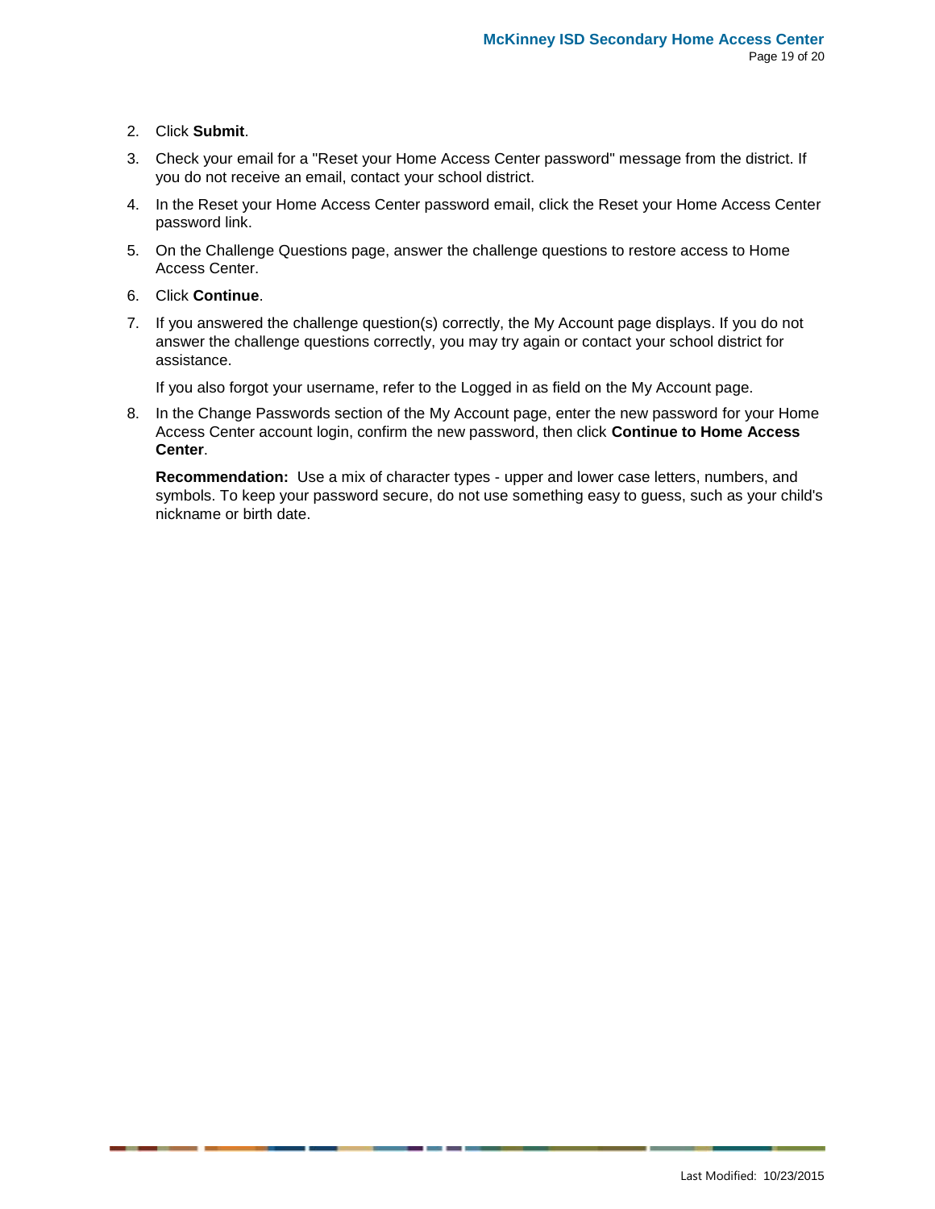2. Click **Submit**.
3. Check your email for a "Reset your Home Access Center password" message from the district. If you do not receive an email, contact your school district.
4. In the Reset your Home Access Center password email, click the Reset your Home Access Center password link.
5. On the Challenge Questions page, answer the challenge questions to restore access to Home Access Center.
6. Click **Continue**.
7. If you answered the challenge question(s) correctly, the My Account page displays. If you do not answer the challenge questions correctly, you may try again or contact your school district for assistance.

   If you also forgot your username, refer to the Logged in as field on the My Account page.
8. In the Change Passwords section of the My Account page, enter the new password for your Home Access Center account login, confirm the new password, then click **Continue to Home Access Center**.

   **Recommendation:** Use a mix of character types - upper and lower case letters, numbers, and symbols. To keep your password secure, do not use something easy to guess, such as your child's nickname or birth date.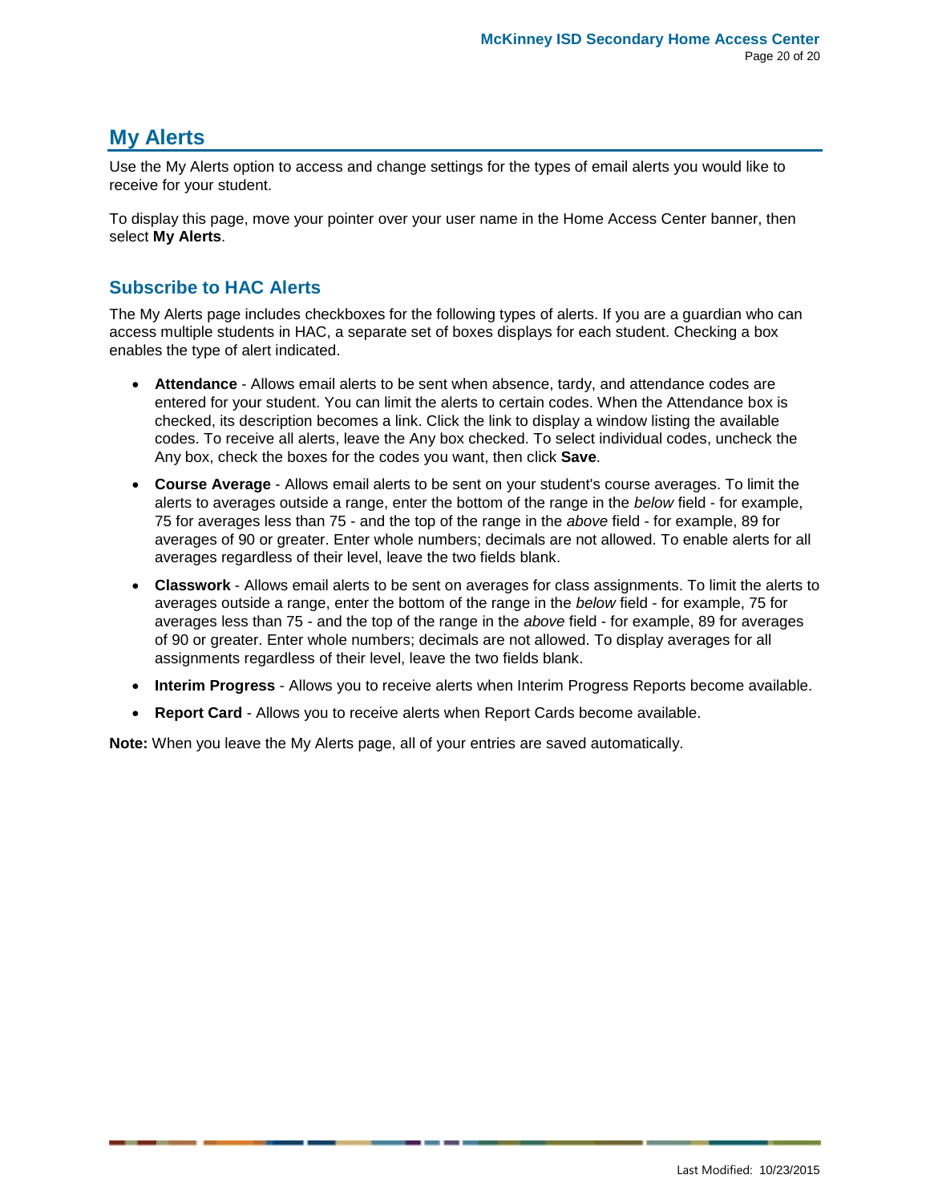## My Alerts

Use the My Alerts option to access and change settings for the types of email alerts you would like to receive for your student.

To display this page, move your pointer over your user name in the Home Access Center banner, then select **My Alerts**.

### Subscribe to HAC Alerts

The My Alerts page includes checkboxes for the following types of alerts. If you are a guardian who can access multiple students in HAC, a separate set of boxes displays for each student. Checking a box enables the type of alert indicated.

- **Attendance** - Allows email alerts to be sent when absence, tardy, and attendance codes are entered for your student. You can limit the alerts to certain codes. When the Attendance box is checked, its description becomes a link. Click the link to display a window listing the available codes. To receive all alerts, leave the Any box checked. To select individual codes, uncheck the Any box, check the boxes for the codes you want, then click **Save**.
- **Course Average** - Allows email alerts to be sent on your student's course averages. To limit the alerts to averages outside a range, enter the bottom of the range in the *below* field - for example, 75 for averages less than 75 - and the top of the range in the *above* field - for example, 89 for averages of 90 or greater. Enter whole numbers; decimals are not allowed. To enable alerts for all averages regardless of their level, leave the two fields blank.
- **Classwork** - Allows email alerts to be sent on averages for class assignments. To limit the alerts to averages outside a range, enter the bottom of the range in the *below* field - for example, 75 for averages less than 75 - and the top of the range in the *above* field - for example, 89 for averages of 90 or greater. Enter whole numbers; decimals are not allowed. To display averages for all assignments regardless of their level, leave the two fields blank.
- **Interim Progress** - Allows you to receive alerts when Interim Progress Reports become available.
- **Report Card** - Allows you to receive alerts when Report Cards become available.

**Note:** When you leave the My Alerts page, all of your entries are saved automatically.